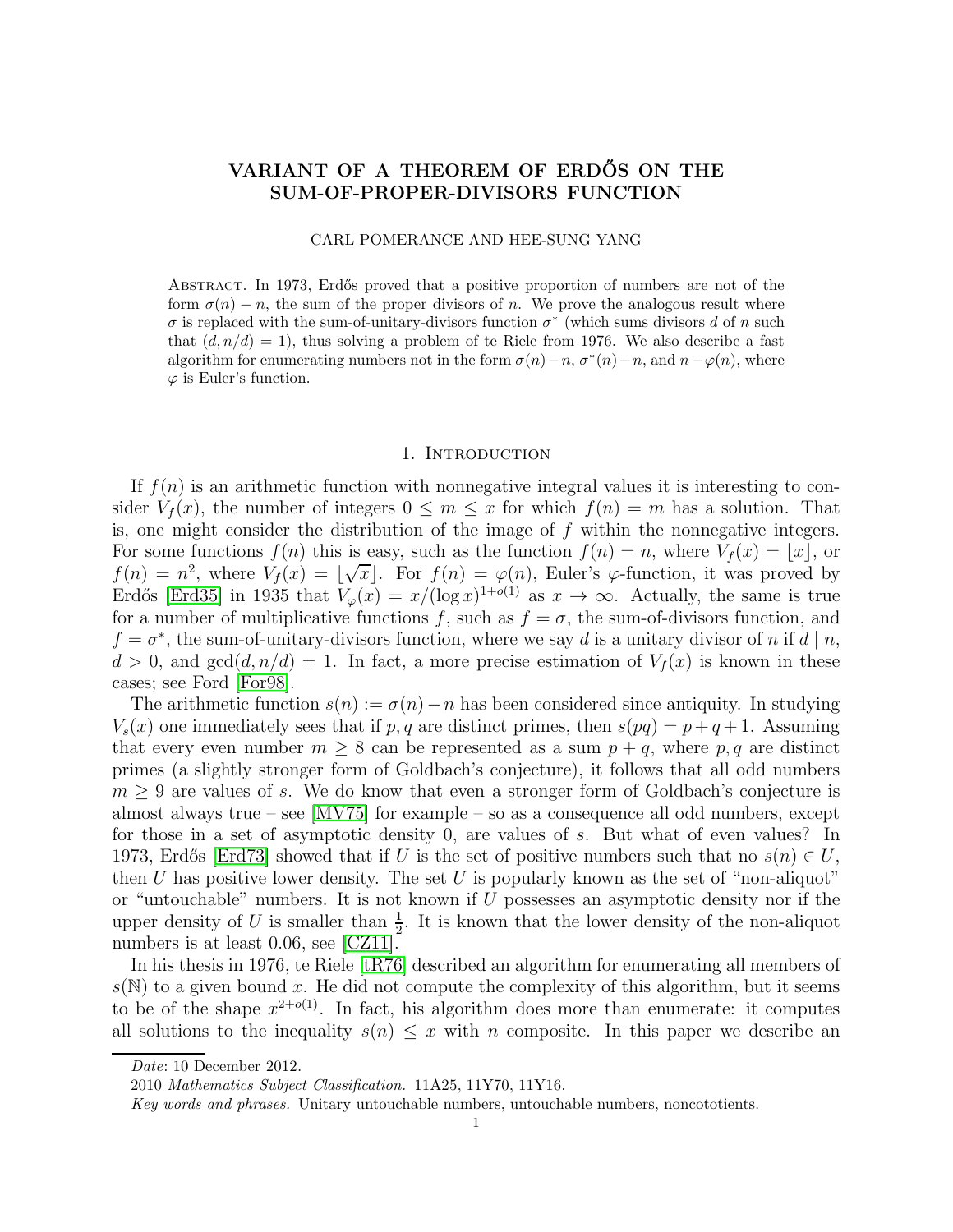# VARIANT OF A THEOREM OF ERDŐS ON THE SUM-OF-PROPER-DIVISORS FUNCTION

CARL POMERANCE AND HEE-SUNG YANG

ABSTRACT. In 1973, Erdős proved that a positive proportion of numbers are not of the form $\sigma(n) - n$, the sum of the proper divisors of $n$. We prove the analogous result where $\sigma$ is replaced with the sum-of-unitary-divisors function $\sigma^*$ (which sums divisors $d$ of $n$ such that $(d, n/d) = 1$), thus solving a problem of te Riele from 1976. We also describe a fast algorithm for enumerating numbers not in the form $\sigma(n)-n$, $\sigma^*(n)-n$, and $n-\varphi(n)$, where $\varphi$ is Euler's function.

## 1. Introduction

If $f(n)$ is an arithmetic function with nonnegative integral values it is interesting to consider $V_f(x)$, the number of integers $0 \le m \le x$ for which $f(n) = m$ has a solution. That is, one might consider the distribution of the image of $f$ within the nonnegative integers. For some functions $f(n)$ this is easy, such as the function $f(n) = n$, where $V_f(x) = \lfloor x \rfloor$, or $f(n) = n^2$, where $V_f(x) = \lfloor \sqrt{x} \rfloor$. For $f(n) = \varphi(n)$, Euler's $\varphi$-function, it was proved by Erdős [Erd35] in 1935 that $V_\varphi(x) = x/(\log x)^{1+o(1)}$ as $x \to \infty$. Actually, the same is true for a number of multiplicative functions $f$, such as $f = \sigma$, the sum-of-divisors function, and $f = \sigma^*$, the sum-of-unitary-divisors function, where we say $d$ is a unitary divisor of $n$ if $d \mid n$, $d > 0$, and $\gcd(d, n/d) = 1$. In fact, a more precise estimation of $V_f(x)$ is known in these cases; see Ford [For98].

The arithmetic function $s(n) := \sigma(n) - n$ has been considered since antiquity. In studying $V_s(x)$ one immediately sees that if $p, q$ are distinct primes, then $s(pq) = p + q + 1$. Assuming that every even number $m \ge 8$ can be represented as a sum $p + q$, where $p, q$ are distinct primes (a slightly stronger form of Goldbach's conjecture), it follows that all odd numbers $m \ge 9$ are values of $s$. We do know that even a stronger form of Goldbach's conjecture is almost always true – see [MV75] for example – so as a consequence all odd numbers, except for those in a set of asymptotic density 0, are values of $s$. But what of even values? In 1973, Erdős [Erd73] showed that if $U$ is the set of positive numbers such that no $s(n) \in U$, then $U$ has positive lower density. The set $U$ is popularly known as the set of "non-aliquot" or "untouchable" numbers. It is not known if $U$ possesses an asymptotic density nor if the upper density of $U$ is smaller than $\frac{1}{2}$. It is known that the lower density of the non-aliquot numbers is at least 0.06, see [CZ11].

In his thesis in 1976, te Riele [tR76] described an algorithm for enumerating all members of $s(\mathbb{N})$ to a given bound $x$. He did not compute the complexity of this algorithm, but it seems to be of the shape $x^{2+o(1)}$. In fact, his algorithm does more than enumerate: it computes all solutions to the inequality $s(n) \le x$ with $n$ composite. In this paper we describe an

*Date*: 10 December 2012.

2010 *Mathematics Subject Classification.* 11A25, 11Y70, 11Y16.

*Key words and phrases.* Unitary untouchable numbers, untouchable numbers, noncototients.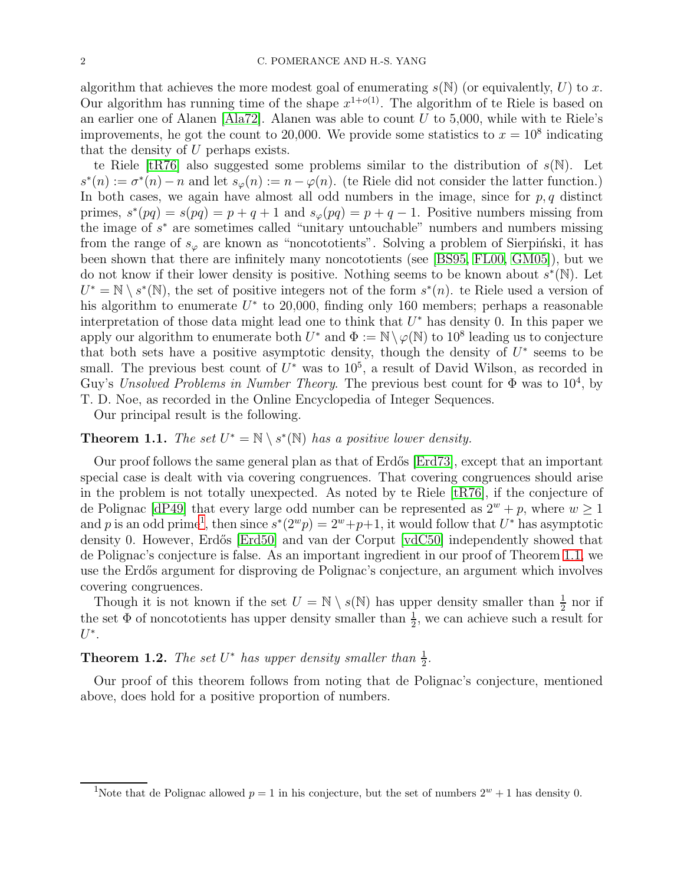algorithm that achieves the more modest goal of enumerating $s(\mathbb{N})$ (or equivalently, $U$) to $x$. Our algorithm has running time of the shape $x^{1+o(1)}$. The algorithm of te Riele is based on an earlier one of Alanen [Ala72]. Alanen was able to count $U$ to 5,000, while with te Riele's improvements, he got the count to 20,000. We provide some statistics to $x = 10^8$ indicating that the density of $U$ perhaps exists.

te Riele [tR76] also suggested some problems similar to the distribution of $s(\mathbb{N})$. Let $s^*(n) := \sigma^*(n) - n$ and let $s_\varphi(n) := n - \varphi(n)$. (te Riele did not consider the latter function.) In both cases, we again have almost all odd numbers in the image, since for $p, q$ distinct primes, $s^*(pq) = s(pq) = p + q + 1$ and $s_\varphi(pq) = p + q - 1$. Positive numbers missing from the image of $s^*$ are sometimes called "unitary untouchable" numbers and numbers missing from the range of $s_\varphi$ are known as "noncototients". Solving a problem of Sierpiński, it has been shown that there are infinitely many noncototients (see [BS95, FL00, GM05]), but we do not know if their lower density is positive. Nothing seems to be known about $s^*(\mathbb{N})$. Let $U^* = \mathbb{N} \setminus s^*(\mathbb{N})$, the set of positive integers not of the form $s^*(n)$. te Riele used a version of his algorithm to enumerate $U^*$ to 20,000, finding only 160 members; perhaps a reasonable interpretation of those data might lead one to think that $U^*$ has density 0. In this paper we apply our algorithm to enumerate both $U^*$ and $\Phi := \mathbb{N} \setminus \varphi(\mathbb{N})$ to $10^8$ leading us to conjecture that both sets have a positive asymptotic density, though the density of $U^*$ seems to be small. The previous best count of $U^*$ was to $10^5$, a result of David Wilson, as recorded in Guy's *Unsolved Problems in Number Theory*. The previous best count for $\Phi$ was to $10^4$, by T. D. Noe, as recorded in the Online Encyclopedia of Integer Sequences.

Our principal result is the following.

**Theorem 1.1.** *The set $U^* = \mathbb{N} \setminus s^*(\mathbb{N})$ has a positive lower density.*

Our proof follows the same general plan as that of Erdős [Erd73], except that an important special case is dealt with via covering congruences. That covering congruences should arise in the problem is not totally unexpected. As noted by te Riele [tR76], if the conjecture of de Polignac [dP49] that every large odd number can be represented as $2^w + p$, where $w \geq 1$ and $p$ is an odd prime[1], then since $s^*(2^w p) = 2^w + p + 1$, it would follow that $U^*$ has asymptotic density 0. However, Erdős [Erd50] and van der Corput [vdC50] independently showed that de Polignac's conjecture is false. As an important ingredient in our proof of Theorem 1.1, we use the Erdős argument for disproving de Polignac's conjecture, an argument which involves covering congruences.

Though it is not known if the set $U = \mathbb{N} \setminus s(\mathbb{N})$ has upper density smaller than $\frac{1}{2}$ nor if the set $\Phi$ of noncototients has upper density smaller than $\frac{1}{2}$, we can achieve such a result for $U^*$.

**Theorem 1.2.** *The set $U^*$ has upper density smaller than $\frac{1}{2}$.*

Our proof of this theorem follows from noting that de Polignac's conjecture, mentioned above, does hold for a positive proportion of numbers.

[1] Note that de Polignac allowed $p = 1$ in his conjecture, but the set of numbers $2^w + 1$ has density 0.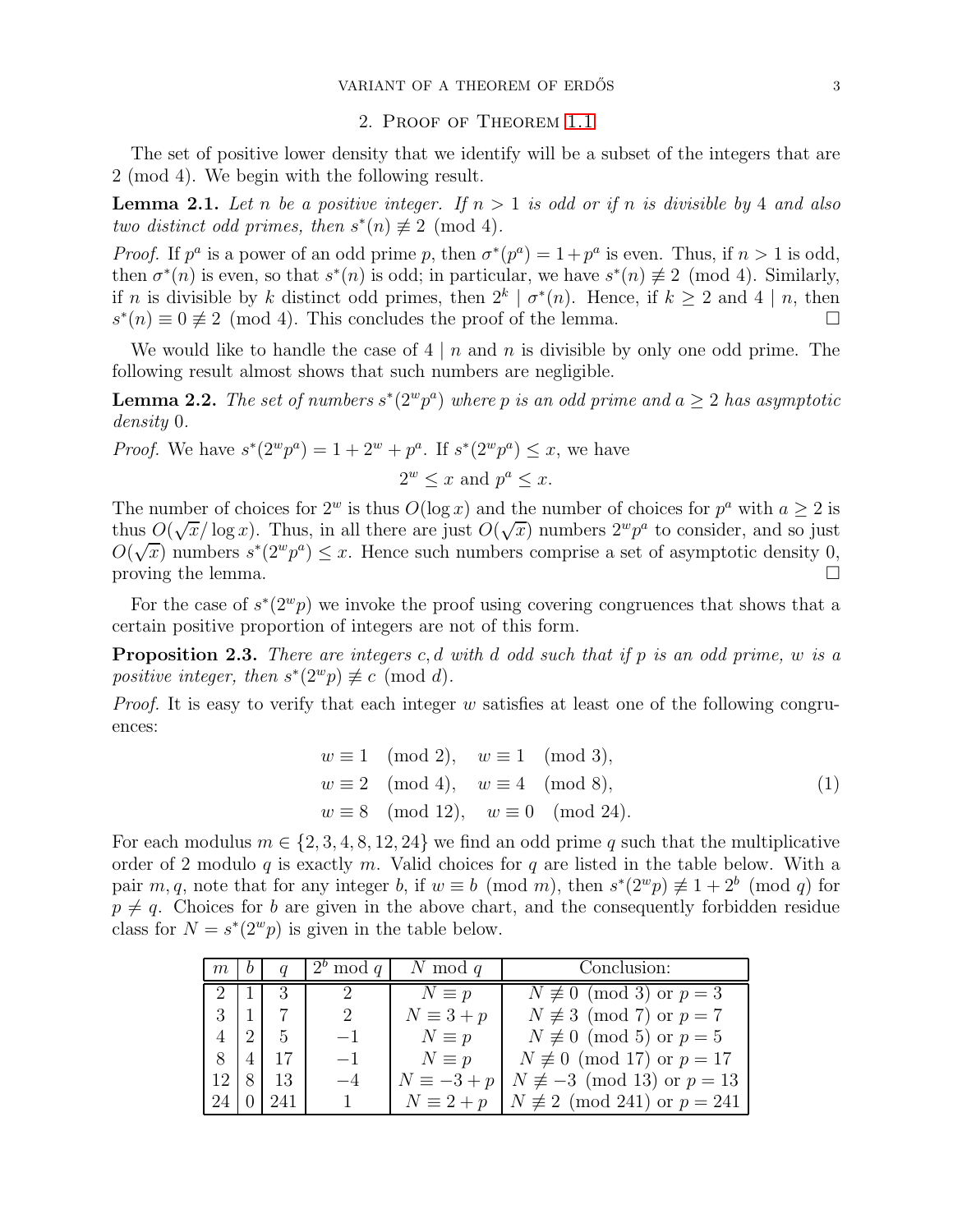## 2. Proof of Theorem 1.1

The set of positive lower density that we identify will be a subset of the integers that are 2 (mod 4). We begin with the following result.

**Lemma 2.1.** *Let $n$ be a positive integer. If $n > 1$ is odd or if $n$ is divisible by 4 and also two distinct odd primes, then $s^*(n) \not\equiv 2 \pmod 4$.*

*Proof.* If $p^a$ is a power of an odd prime $p$, then $\sigma^*(p^a) = 1 + p^a$ is even. Thus, if $n > 1$ is odd, then $\sigma^*(n)$ is even, so that $s^*(n)$ is odd; in particular, we have $s^*(n) \not\equiv 2 \pmod 4$. Similarly, if $n$ is divisible by $k$ distinct odd primes, then $2^k \mid \sigma^*(n)$. Hence, if $k \geq 2$ and $4 \mid n$, then $s^*(n) \equiv 0 \not\equiv 2 \pmod 4$. This concludes the proof of the lemma. $\square$

We would like to handle the case of $4 \mid n$ and $n$ is divisible by only one odd prime. The following result almost shows that such numbers are negligible.

**Lemma 2.2.** *The set of numbers $s^*(2^w p^a)$ where $p$ is an odd prime and $a \geq 2$ has asymptotic density 0.*

*Proof.* We have $s^*(2^w p^a) = 1 + 2^w + p^a$. If $s^*(2^w p^a) \leq x$, we have

$$2^w \leq x \text{ and } p^a \leq x.$$

The number of choices for $2^w$ is thus $O(\log x)$ and the number of choices for $p^a$ with $a \geq 2$ is thus $O(\sqrt{x}/\log x)$. Thus, in all there are just $O(\sqrt{x})$ numbers $2^w p^a$ to consider, and so just $O(\sqrt{x})$ numbers $s^*(2^w p^a) \leq x$. Hence such numbers comprise a set of asymptotic density 0, proving the lemma. $\square$

For the case of $s^*(2^w p)$ we invoke the proof using covering congruences that shows that a certain positive proportion of integers are not of this form.

**Proposition 2.3.** *There are integers $c, d$ with $d$ odd such that if $p$ is an odd prime, $w$ is a positive integer, then $s^*(2^w p) \not\equiv c \pmod d$.*

*Proof.* It is easy to verify that each integer $w$ satisfies at least one of the following congruences:

$$\begin{aligned} w &\equiv 1 \pmod 2, \quad w \equiv 1 \pmod 3, \\ w &\equiv 2 \pmod 4, \quad w \equiv 4 \pmod 8, \\ w &\equiv 8 \pmod{12}, \quad w \equiv 0 \pmod{24}. \end{aligned} \tag{1}$$

For each modulus $m \in \{2, 3, 4, 8, 12, 24\}$ we find an odd prime $q$ such that the multiplicative order of 2 modulo $q$ is exactly $m$. Valid choices for $q$ are listed in the table below. With a pair $m, q$, note that for any integer $b$, if $w \equiv b \pmod m$, then $s^*(2^w p) \not\equiv 1 + 2^b \pmod q$ for $p \neq q$. Choices for $b$ are given in the above chart, and the consequently forbidden residue class for $N = s^*(2^w p)$ is given in the table below.

| $m$ | $b$ | $q$ | $2^b \bmod q$ | $N \bmod q$ | Conclusion: |
|---|---|---|---|---|---|
| 2 | 1 | 3 | 2 | $N \equiv p$ | $N \not\equiv 0 \pmod 3$ or $p = 3$ |
| 3 | 1 | 7 | 2 | $N \equiv 3 + p$ | $N \not\equiv 3 \pmod 7$ or $p = 7$ |
| 4 | 2 | 5 | $-1$ | $N \equiv p$ | $N \not\equiv 0 \pmod 5$ or $p = 5$ |
| 8 | 4 | 17 | $-1$ | $N \equiv p$ | $N \not\equiv 0 \pmod{17}$ or $p = 17$ |
| 12 | 8 | 13 | $-4$ | $N \equiv -3 + p$ | $N \not\equiv -3 \pmod{13}$ or $p = 13$ |
| 24 | 0 | 241 | 1 | $N \equiv 2 + p$ | $N \not\equiv 2 \pmod{241}$ or $p = 241$ |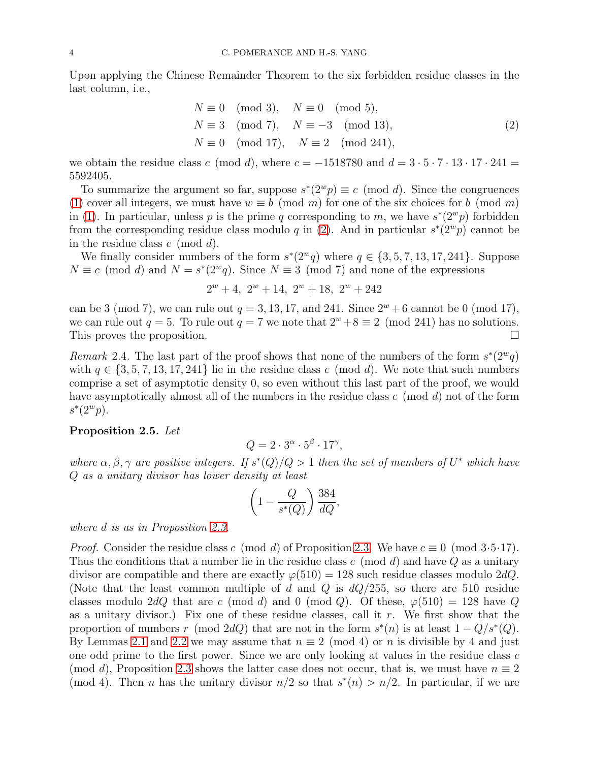Upon applying the Chinese Remainder Theorem to the six forbidden residue classes in the last column, i.e.,

$$
\begin{aligned}
&N \equiv 0 \pmod 3, \quad N \equiv 0 \pmod 5, \\
&N \equiv 3 \pmod 7, \quad N \equiv -3 \pmod{13}, \\
&N \equiv 0 \pmod{17}, \quad N \equiv 2 \pmod{241},
\end{aligned} \tag{2}
$$

we obtain the residue class $c \pmod d$, where $c = -1518780$ and $d = 3 \cdot 5 \cdot 7 \cdot 13 \cdot 17 \cdot 241 = 5592405$.

To summarize the argument so far, suppose $s^*(2^w p) \equiv c \pmod d$. Since the congruences (1) cover all integers, we must have $w \equiv b \pmod m$ for one of the six choices for $b \pmod m$ in (1). In particular, unless $p$ is the prime $q$ corresponding to $m$, we have $s^*(2^w p)$ forbidden from the corresponding residue class modulo $q$ in (2). And in particular $s^*(2^w p)$ cannot be in the residue class $c \pmod d$.

We finally consider numbers of the form $s^*(2^w q)$ where $q \in \{3, 5, 7, 13, 17, 241\}$. Suppose $N \equiv c \pmod d$ and $N = s^*(2^w q)$. Since $N \equiv 3 \pmod 7$ and none of the expressions

$$2^w + 4,\ 2^w + 14,\ 2^w + 18,\ 2^w + 242$$

can be $3 \pmod 7$, we can rule out $q = 3, 13, 17$, and $241$. Since $2^w + 6$ cannot be $0 \pmod{17}$, we can rule out $q = 5$. To rule out $q = 7$ we note that $2^w + 8 \equiv 2 \pmod{241}$ has no solutions. This proves the proposition. $\square$

*Remark* 2.4. The last part of the proof shows that none of the numbers of the form $s^*(2^w q)$ with $q \in \{3, 5, 7, 13, 17, 241\}$ lie in the residue class $c \pmod d$. We note that such numbers comprise a set of asymptotic density 0, so even without this last part of the proof, we would have asymptotically almost all of the numbers in the residue class $c \pmod d$ not of the form $s^*(2^w p)$.

**Proposition 2.5.** *Let*

$$Q = 2 \cdot 3^\alpha \cdot 5^\beta \cdot 17^\gamma,$$

*where $\alpha, \beta, \gamma$ are positive integers. If $s^*(Q)/Q > 1$ then the set of members of $U^*$ which have $Q$ as a unitary divisor has lower density at least*

$$\left(1 - \frac{Q}{s^*(Q)}\right) \frac{384}{dQ},$$

*where $d$ is as in Proposition 2.3.*

*Proof.* Consider the residue class $c \pmod d$ of Proposition 2.3. We have $c \equiv 0 \pmod{3 \cdot 5 \cdot 17}$. Thus the conditions that a number lie in the residue class $c \pmod d$ and have $Q$ as a unitary divisor are compatible and there are exactly $\varphi(510) = 128$ such residue classes modulo $2dQ$. (Note that the least common multiple of $d$ and $Q$ is $dQ/255$, so there are 510 residue classes modulo $2dQ$ that are $c \pmod d$ and $0 \pmod Q$. Of these, $\varphi(510) = 128$ have $Q$ as a unitary divisor.) Fix one of these residue classes, call it $r$. We first show that the proportion of numbers $r \pmod{2dQ}$ that are not in the form $s^*(n)$ is at least $1 - Q/s^*(Q)$. By Lemmas 2.1 and 2.2 we may assume that $n \equiv 2 \pmod 4$ or $n$ is divisible by 4 and just one odd prime to the first power. Since we are only looking at values in the residue class $c \pmod d$, Proposition 2.3 shows the latter case does not occur, that is, we must have $n \equiv 2 \pmod 4$. Then $n$ has the unitary divisor $n/2$ so that $s^*(n) > n/2$. In particular, if we are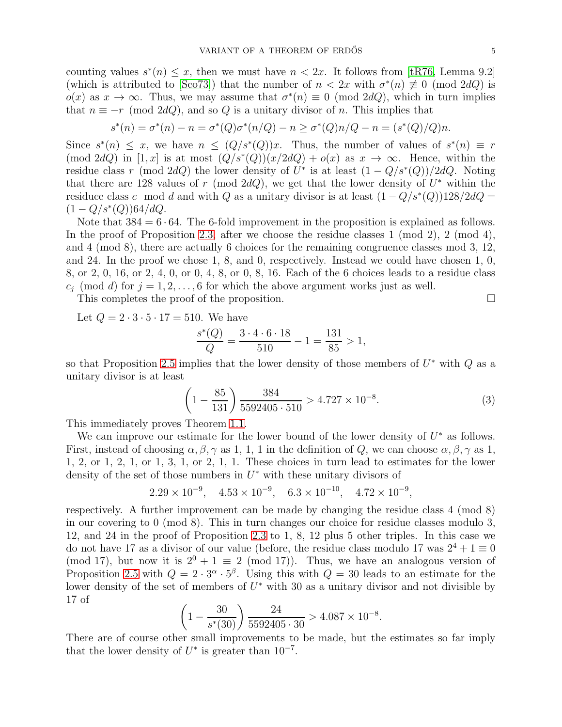counting values $s^*(n) \le x$, then we must have $n < 2x$. It follows from [tR76, Lemma 9.2] (which is attributed to [Sco73]) that the number of $n < 2x$ with $\sigma^*(n) \not\equiv 0 \pmod{2dQ}$ is $o(x)$ as $x \to \infty$. Thus, we may assume that $\sigma^*(n) \equiv 0 \pmod{2dQ}$, which in turn implies that $n \equiv -r \pmod{2dQ}$, and so $Q$ is a unitary divisor of $n$. This implies that

$$s^*(n) = \sigma^*(n) - n = \sigma^*(Q)\sigma^*(n/Q) - n \ge \sigma^*(Q)n/Q - n = (s^*(Q)/Q)n.$$

Since $s^*(n) \le x$, we have $n \le (Q/s^*(Q))x$. Thus, the number of values of $s^*(n) \equiv r \pmod{2dQ}$ in $[1, x]$ is at most $(Q/s^*(Q))(x/2dQ) + o(x)$ as $x \to \infty$. Hence, within the residue class $r \pmod{2dQ}$ the lower density of $U^*$ is at least $(1 - Q/s^*(Q))/2dQ$. Noting that there are 128 values of $r \pmod{2dQ}$, we get that the lower density of $U^*$ within the residuce class $c \mod d$ and with $Q$ as a unitary divisor is at least $(1 - Q/s^*(Q))128/2dQ = (1 - Q/s^*(Q))64/dQ$.

Note that $384 = 6 \cdot 64$. The 6-fold improvement in the proposition is explained as follows. In the proof of Proposition 2.3, after we choose the residue classes 1 (mod 2), 2 (mod 4), and 4 (mod 8), there are actually 6 choices for the remaining congruence classes mod 3, 12, and 24. In the proof we chose 1, 8, and 0, respectively. Instead we could have chosen 1, 0, 8, or 2, 0, 16, or 2, 4, 0, or 0, 4, 8, or 0, 8, 16. Each of the 6 choices leads to a residue class $c_j \pmod{d}$ for $j = 1, 2, \ldots, 6$ for which the above argument works just as well.

This completes the proof of the proposition. $\square$

Let $Q = 2 \cdot 3 \cdot 5 \cdot 17 = 510$. We have

$$\frac{s^*(Q)}{Q} = \frac{3 \cdot 4 \cdot 6 \cdot 18}{510} - 1 = \frac{131}{85} > 1,$$

so that Proposition 2.5 implies that the lower density of those members of $U^*$ with $Q$ as a unitary divisor is at least

$$\left(1 - \frac{85}{131}\right) \frac{384}{5592405 \cdot 510} > 4.727 \times 10^{-8}. \tag{3}$$

This immediately proves Theorem 1.1.

We can improve our estimate for the lower bound of the lower density of $U^*$ as follows. First, instead of choosing $\alpha, \beta, \gamma$ as 1, 1, 1 in the definition of $Q$, we can choose $\alpha, \beta, \gamma$ as 1, 1, 2, or 1, 2, 1, or 1, 3, 1, or 2, 1, 1. These choices in turn lead to estimates for the lower density of the set of those numbers in $U^*$ with these unitary divisors of

$$2.29 \times 10^{-9}, \quad 4.53 \times 10^{-9}, \quad 6.3 \times 10^{-10}, \quad 4.72 \times 10^{-9},$$

respectively. A further improvement can be made by changing the residue class 4 (mod 8) in our covering to 0 (mod 8). This in turn changes our choice for residue classes modulo 3, 12, and 24 in the proof of Proposition 2.3 to 1, 8, 12 plus 5 other triples. In this case we do not have 17 as a divisor of our value (before, the residue class modulo 17 was $2^4 + 1 \equiv 0 \pmod{17}$, but now it is $2^0 + 1 \equiv 2 \pmod{17}$). Thus, we have an analogous version of Proposition 2.5 with $Q = 2 \cdot 3^\alpha \cdot 5^\beta$. Using this with $Q = 30$ leads to an estimate for the lower density of the set of members of $U^*$ with 30 as a unitary divisor and not divisible by 17 of

$$\left(1 - \frac{30}{s^*(30)}\right) \frac{24}{5592405 \cdot 30} > 4.087 \times 10^{-8}.$$

There are of course other small improvements to be made, but the estimates so far imply that the lower density of $U^*$ is greater than $10^{-7}$.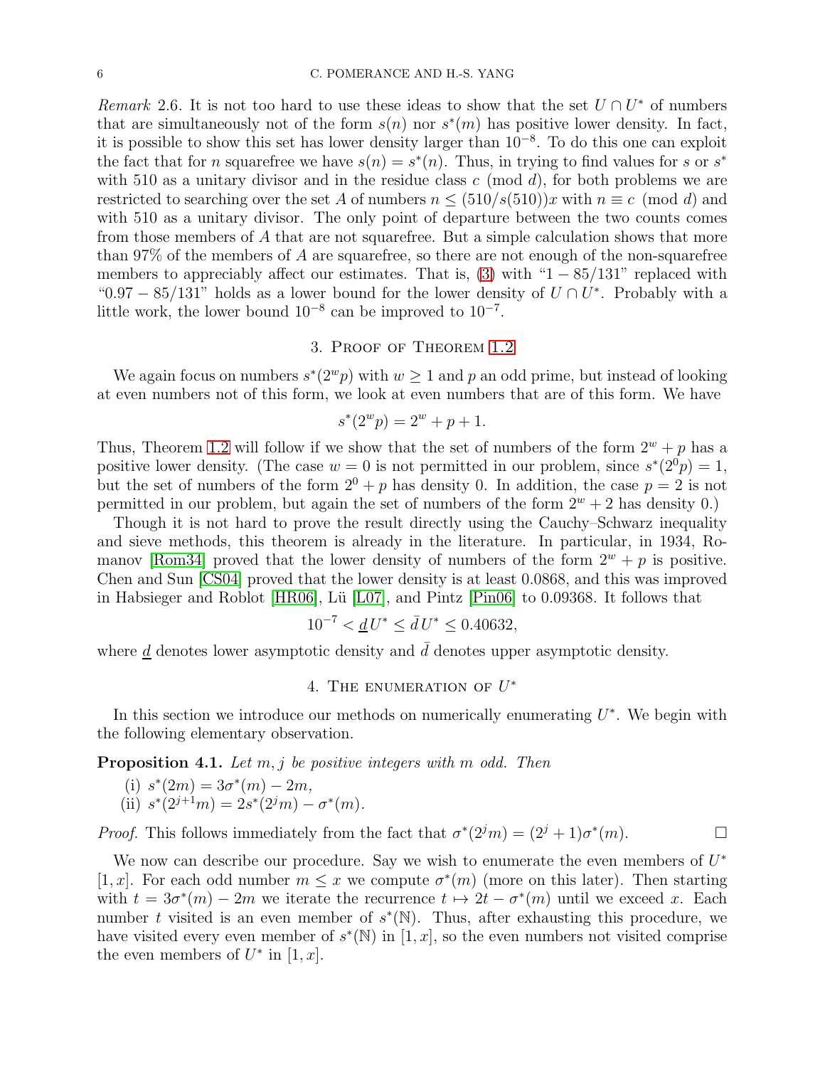*Remark* 2.6. It is not too hard to use these ideas to show that the set $U \cap U^*$ of numbers that are simultaneously not of the form $s(n)$ nor $s^*(m)$ has positive lower density. In fact, it is possible to show this set has lower density larger than $10^{-8}$. To do this one can exploit the fact that for $n$ squarefree we have $s(n) = s^*(n)$. Thus, in trying to find values for $s$ or $s^*$ with 510 as a unitary divisor and in the residue class $c \pmod{d}$, for both problems we are restricted to searching over the set $A$ of numbers $n \le (510/s(510))x$ with $n \equiv c \pmod{d}$ and with 510 as a unitary divisor. The only point of departure between the two counts comes from those members of $A$ that are not squarefree. But a simple calculation shows that more than 97% of the members of $A$ are squarefree, so there are not enough of the non-squarefree members to appreciably affect our estimates. That is, (3) with "$1 - 85/131$" replaced with "$0.97 - 85/131$" holds as a lower bound for the lower density of $U \cap U^*$. Probably with a little work, the lower bound $10^{-8}$ can be improved to $10^{-7}$.

## 3. Proof of Theorem 1.2

We again focus on numbers $s^*(2^w p)$ with $w \ge 1$ and $p$ an odd prime, but instead of looking at even numbers not of this form, we look at even numbers that are of this form. We have

$$s^*(2^w p) = 2^w + p + 1.$$

Thus, Theorem 1.2 will follow if we show that the set of numbers of the form $2^w + p$ has a positive lower density. (The case $w = 0$ is not permitted in our problem, since $s^*(2^0 p) = 1$, but the set of numbers of the form $2^0 + p$ has density 0. In addition, the case $p = 2$ is not permitted in our problem, but again the set of numbers of the form $2^w + 2$ has density 0.)

Though it is not hard to prove the result directly using the Cauchy–Schwarz inequality and sieve methods, this theorem is already in the literature. In particular, in 1934, Romanov [Rom34] proved that the lower density of numbers of the form $2^w + p$ is positive. Chen and Sun [CS04] proved that the lower density is at least 0.0868, and this was improved in Habsieger and Roblot [HR06], Lü [L07], and Pintz [Pin06] to 0.09368. It follows that

$$10^{-7} < \underline{d}\, U^* \le \bar{d}\, U^* \le 0.40632,$$

where $\underline{d}$ denotes lower asymptotic density and $\bar{d}$ denotes upper asymptotic density.

## 4. The enumeration of $U^*$

In this section we introduce our methods on numerically enumerating $U^*$. We begin with the following elementary observation.

**Proposition 4.1.** *Let $m, j$ be positive integers with $m$ odd. Then*

(i) $s^*(2m) = 3\sigma^*(m) - 2m$,

(ii) $s^*(2^{j+1}m) = 2s^*(2^j m) - \sigma^*(m)$.

*Proof.* This follows immediately from the fact that $\sigma^*(2^j m) = (2^j + 1)\sigma^*(m)$. $\square$

We now can describe our procedure. Say we wish to enumerate the even members of $U^*$ $[1, x]$. For each odd number $m \le x$ we compute $\sigma^*(m)$ (more on this later). Then starting with $t = 3\sigma^*(m) - 2m$ we iterate the recurrence $t \mapsto 2t - \sigma^*(m)$ until we exceed $x$. Each number $t$ visited is an even member of $s^*(\mathbb{N})$. Thus, after exhausting this procedure, we have visited every even member of $s^*(\mathbb{N})$ in $[1, x]$, so the even numbers not visited comprise the even members of $U^*$ in $[1, x]$.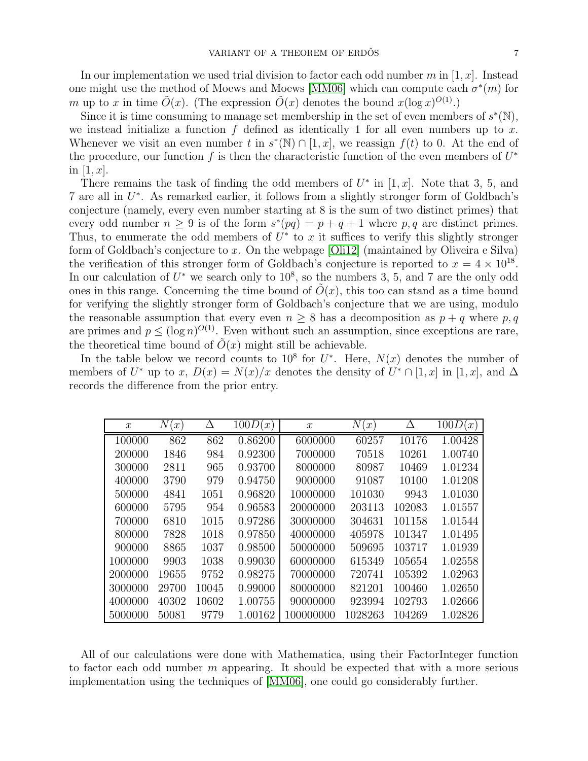In our implementation we used trial division to factor each odd number $m$ in $[1, x]$. Instead one might use the method of Moews and Moews [MM06] which can compute each $\sigma^*(m)$ for $m$ up to $x$ in time $\tilde{O}(x)$. (The expression $\tilde{O}(x)$ denotes the bound $x(\log x)^{O(1)}$.)

Since it is time consuming to manage set membership in the set of even members of $s^*(\mathbb{N})$, we instead initialize a function $f$ defined as identically 1 for all even numbers up to $x$. Whenever we visit an even number $t$ in $s^*(\mathbb{N}) \cap [1, x]$, we reassign $f(t)$ to 0. At the end of the procedure, our function $f$ is then the characteristic function of the even members of $U^*$ in $[1, x]$.

There remains the task of finding the odd members of $U^*$ in $[1, x]$. Note that 3, 5, and 7 are all in $U^*$. As remarked earlier, it follows from a slightly stronger form of Goldbach's conjecture (namely, every even number starting at 8 is the sum of two distinct primes) that every odd number $n \geq 9$ is of the form $s^*(pq) = p + q + 1$ where $p, q$ are distinct primes. Thus, to enumerate the odd members of $U^*$ to $x$ it suffices to verify this slightly stronger form of Goldbach's conjecture to $x$. On the webpage [Oli12] (maintained by Oliveira e Silva) the verification of this stronger form of Goldbach's conjecture is reported to $x = 4 \times 10^{18}$. In our calculation of $U^*$ we search only to $10^8$, so the numbers 3, 5, and 7 are the only odd ones in this range. Concerning the time bound of $\tilde{O}(x)$, this too can stand as a time bound for verifying the slightly stronger form of Goldbach's conjecture that we are using, modulo the reasonable assumption that every even $n \geq 8$ has a decomposition as $p + q$ where $p, q$ are primes and $p \leq (\log n)^{O(1)}$. Even without such an assumption, since exceptions are rare, the theoretical time bound of $\tilde{O}(x)$ might still be achievable.

In the table below we record counts to $10^8$ for $U^*$. Here, $N(x)$ denotes the number of members of $U^*$ up to $x$, $D(x) = N(x)/x$ denotes the density of $U^* \cap [1, x]$ in $[1, x]$, and $\Delta$ records the difference from the prior entry.

| $x$ | $N(x)$ | $\Delta$ | $100D(x)$ | $x$ | $N(x)$ | $\Delta$ | $100D(x)$ |
|---|---|---|---|---|---|---|---|
| 100000 | 862 | 862 | 0.86200 | 6000000 | 60257 | 10176 | 1.00428 |
| 200000 | 1846 | 984 | 0.92300 | 7000000 | 70518 | 10261 | 1.00740 |
| 300000 | 2811 | 965 | 0.93700 | 8000000 | 80987 | 10469 | 1.01234 |
| 400000 | 3790 | 979 | 0.94750 | 9000000 | 91087 | 10100 | 1.01208 |
| 500000 | 4841 | 1051 | 0.96820 | 10000000 | 101030 | 9943 | 1.01030 |
| 600000 | 5795 | 954 | 0.96583 | 20000000 | 203113 | 102083 | 1.01557 |
| 700000 | 6810 | 1015 | 0.97286 | 30000000 | 304631 | 101158 | 1.01544 |
| 800000 | 7828 | 1018 | 0.97850 | 40000000 | 405978 | 101347 | 1.01495 |
| 900000 | 8865 | 1037 | 0.98500 | 50000000 | 509695 | 103717 | 1.01939 |
| 1000000 | 9903 | 1038 | 0.99030 | 60000000 | 615349 | 105654 | 1.02558 |
| 2000000 | 19655 | 9752 | 0.98275 | 70000000 | 720741 | 105392 | 1.02963 |
| 3000000 | 29700 | 10045 | 0.99000 | 80000000 | 821201 | 100460 | 1.02650 |
| 4000000 | 40302 | 10602 | 1.00755 | 90000000 | 923994 | 102793 | 1.02666 |
| 5000000 | 50081 | 9779 | 1.00162 | 100000000 | 1028263 | 104269 | 1.02826 |

All of our calculations were done with Mathematica, using their FactorInteger function to factor each odd number $m$ appearing. It should be expected that with a more serious implementation using the techniques of [MM06], one could go considerably further.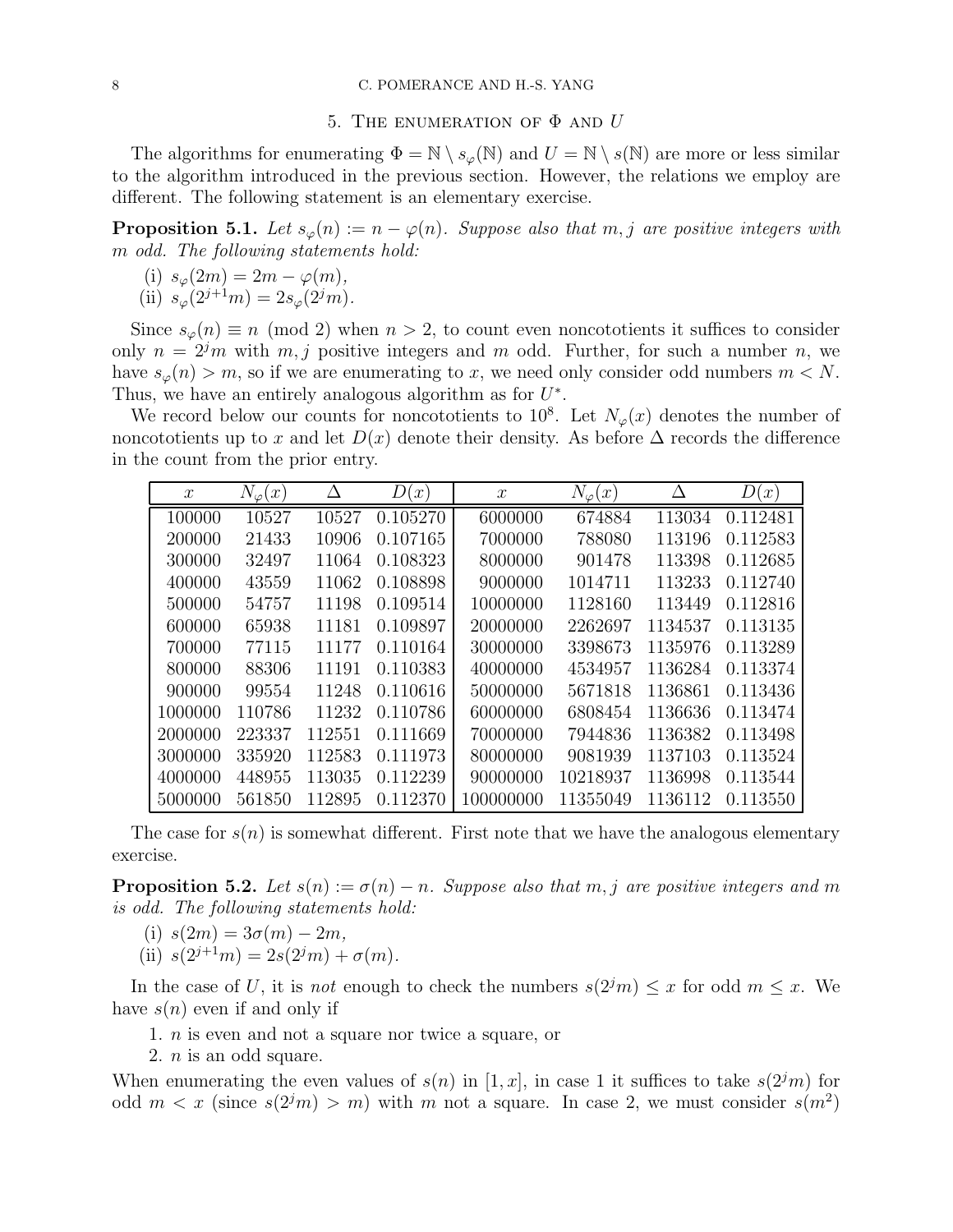## 5. The enumeration of $\Phi$ and $U$

The algorithms for enumerating $\Phi = \mathbb{N} \setminus s_\varphi(\mathbb{N})$ and $U = \mathbb{N} \setminus s(\mathbb{N})$ are more or less similar to the algorithm introduced in the previous section. However, the relations we employ are different. The following statement is an elementary exercise.

**Proposition 5.1.** *Let $s_\varphi(n) := n - \varphi(n)$. Suppose also that $m, j$ are positive integers with $m$ odd. The following statements hold:*

(i) $s_\varphi(2m) = 2m - \varphi(m)$,
(ii) $s_\varphi(2^{j+1}m) = 2s_\varphi(2^j m)$.

Since $s_\varphi(n) \equiv n \pmod 2$ when $n > 2$, to count even noncototients it suffices to consider only $n = 2^j m$ with $m, j$ positive integers and $m$ odd. Further, for such a number $n$, we have $s_\varphi(n) > m$, so if we are enumerating to $x$, we need only consider odd numbers $m < N$. Thus, we have an entirely analogous algorithm as for $U^*$.

We record below our counts for noncototients to $10^8$. Let $N_\varphi(x)$ denotes the number of noncototients up to $x$ and let $D(x)$ denote their density. As before $\Delta$ records the difference in the count from the prior entry.

| $x$ | $N_\varphi(x)$ | $\Delta$ | $D(x)$ | $x$ | $N_\varphi(x)$ | $\Delta$ | $D(x)$ |
|---|---|---|---|---|---|---|---|
| 100000 | 10527 | 10527 | 0.105270 | 6000000 | 674884 | 113034 | 0.112481 |
| 200000 | 21433 | 10906 | 0.107165 | 7000000 | 788080 | 113196 | 0.112583 |
| 300000 | 32497 | 11064 | 0.108323 | 8000000 | 901478 | 113398 | 0.112685 |
| 400000 | 43559 | 11062 | 0.108898 | 9000000 | 1014711 | 113233 | 0.112740 |
| 500000 | 54757 | 11198 | 0.109514 | 10000000 | 1128160 | 113449 | 0.112816 |
| 600000 | 65938 | 11181 | 0.109897 | 20000000 | 2262697 | 1134537 | 0.113135 |
| 700000 | 77115 | 11177 | 0.110164 | 30000000 | 3398673 | 1135976 | 0.113289 |
| 800000 | 88306 | 11191 | 0.110383 | 40000000 | 4534957 | 1136284 | 0.113374 |
| 900000 | 99554 | 11248 | 0.110616 | 50000000 | 5671818 | 1136861 | 0.113436 |
| 1000000 | 110786 | 11232 | 0.110786 | 60000000 | 6808454 | 1136636 | 0.113474 |
| 2000000 | 223337 | 112551 | 0.111669 | 70000000 | 7944836 | 1136382 | 0.113498 |
| 3000000 | 335920 | 112583 | 0.111973 | 80000000 | 9081939 | 1137103 | 0.113524 |
| 4000000 | 448955 | 113035 | 0.112239 | 90000000 | 10218937 | 1136998 | 0.113544 |
| 5000000 | 561850 | 112895 | 0.112370 | 100000000 | 11355049 | 1136112 | 0.113550 |

The case for $s(n)$ is somewhat different. First note that we have the analogous elementary exercise.

**Proposition 5.2.** *Let $s(n) := \sigma(n) - n$. Suppose also that $m, j$ are positive integers and $m$ is odd. The following statements hold:*

(i) $s(2m) = 3\sigma(m) - 2m$,
(ii) $s(2^{j+1}m) = 2s(2^j m) + \sigma(m)$.

In the case of $U$, it is *not* enough to check the numbers $s(2^j m) \le x$ for odd $m \le x$. We have $s(n)$ even if and only if

1. $n$ is even and not a square nor twice a square, or
2. $n$ is an odd square.

When enumerating the even values of $s(n)$ in $[1, x]$, in case 1 it suffices to take $s(2^j m)$ for odd $m < x$ (since $s(2^j m) > m$) with $m$ not a square. In case 2, we must consider $s(m^2)$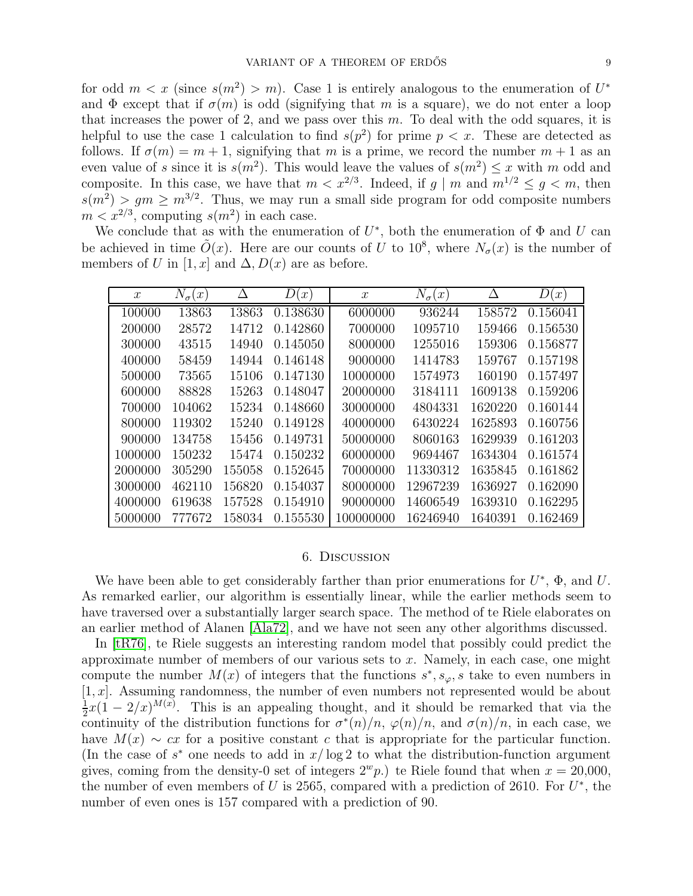for odd $m < x$ (since $s(m^2) > m$). Case 1 is entirely analogous to the enumeration of $U^*$ and $\Phi$ except that if $\sigma(m)$ is odd (signifying that $m$ is a square), we do not enter a loop that increases the power of 2, and we pass over this $m$. To deal with the odd squares, it is helpful to use the case 1 calculation to find $s(p^2)$ for prime $p < x$. These are detected as follows. If $\sigma(m) = m + 1$, signifying that $m$ is a prime, we record the number $m + 1$ as an even value of $s$ since it is $s(m^2)$. This would leave the values of $s(m^2) \le x$ with $m$ odd and composite. In this case, we have that $m < x^{2/3}$. Indeed, if $g \mid m$ and $m^{1/2} \le g < m$, then $s(m^2) > gm \ge m^{3/2}$. Thus, we may run a small side program for odd composite numbers $m < x^{2/3}$, computing $s(m^2)$ in each case.

We conclude that as with the enumeration of $U^*$, both the enumeration of $\Phi$ and $U$ can be achieved in time $\tilde{O}(x)$. Here are our counts of $U$ to $10^8$, where $N_\sigma(x)$ is the number of members of $U$ in $[1, x]$ and $\Delta, D(x)$ are as before.

| $x$ | $N_\sigma(x)$ | $\Delta$ | $D(x)$ | $x$ | $N_\sigma(x)$ | $\Delta$ | $D(x)$ |
|---|---|---|---|---|---|---|---|
| 100000 | 13863 | 13863 | 0.138630 | 6000000 | 936244 | 158572 | 0.156041 |
| 200000 | 28572 | 14712 | 0.142860 | 7000000 | 1095710 | 159466 | 0.156530 |
| 300000 | 43515 | 14940 | 0.145050 | 8000000 | 1255016 | 159306 | 0.156877 |
| 400000 | 58459 | 14944 | 0.146148 | 9000000 | 1414783 | 159767 | 0.157198 |
| 500000 | 73565 | 15106 | 0.147130 | 10000000 | 1574973 | 160190 | 0.157497 |
| 600000 | 88828 | 15263 | 0.148047 | 20000000 | 3184111 | 1609138 | 0.159206 |
| 700000 | 104062 | 15234 | 0.148660 | 30000000 | 4804331 | 1620220 | 0.160144 |
| 800000 | 119302 | 15240 | 0.149128 | 40000000 | 6430224 | 1625893 | 0.160756 |
| 900000 | 134758 | 15456 | 0.149731 | 50000000 | 8060163 | 1629939 | 0.161203 |
| 1000000 | 150232 | 15474 | 0.150232 | 60000000 | 9694467 | 1634304 | 0.161574 |
| 2000000 | 305290 | 155058 | 0.152645 | 70000000 | 11330312 | 1635845 | 0.161862 |
| 3000000 | 462110 | 156820 | 0.154037 | 80000000 | 12967239 | 1636927 | 0.162090 |
| 4000000 | 619638 | 157528 | 0.154910 | 90000000 | 14606549 | 1639310 | 0.162295 |
| 5000000 | 777672 | 158034 | 0.155530 | 100000000 | 16246940 | 1640391 | 0.162469 |

## 6. Discussion

We have been able to get considerably farther than prior enumerations for $U^*$, $\Phi$, and $U$. As remarked earlier, our algorithm is essentially linear, while the earlier methods seem to have traversed over a substantially larger search space. The method of te Riele elaborates on an earlier method of Alanen [Ala72], and we have not seen any other algorithms discussed.

In [tR76], te Riele suggests an interesting random model that possibly could predict the approximate number of members of our various sets to $x$. Namely, in each case, one might compute the number $M(x)$ of integers that the functions $s^*, s_\varphi, s$ take to even numbers in $[1, x]$. Assuming randomness, the number of even numbers not represented would be about $\frac{1}{2}x(1 - 2/x)^{M(x)}$. This is an appealing thought, and it should be remarked that via the continuity of the distribution functions for $\sigma^*(n)/n$, $\varphi(n)/n$, and $\sigma(n)/n$, in each case, we have $M(x) \sim cx$ for a positive constant $c$ that is appropriate for the particular function. (In the case of $s^*$ one needs to add in $x/\log 2$ to what the distribution-function argument gives, coming from the density-0 set of integers $2^w p$.) te Riele found that when $x = 20{,}000$, the number of even members of $U$ is 2565, compared with a prediction of 2610. For $U^*$, the number of even ones is 157 compared with a prediction of 90.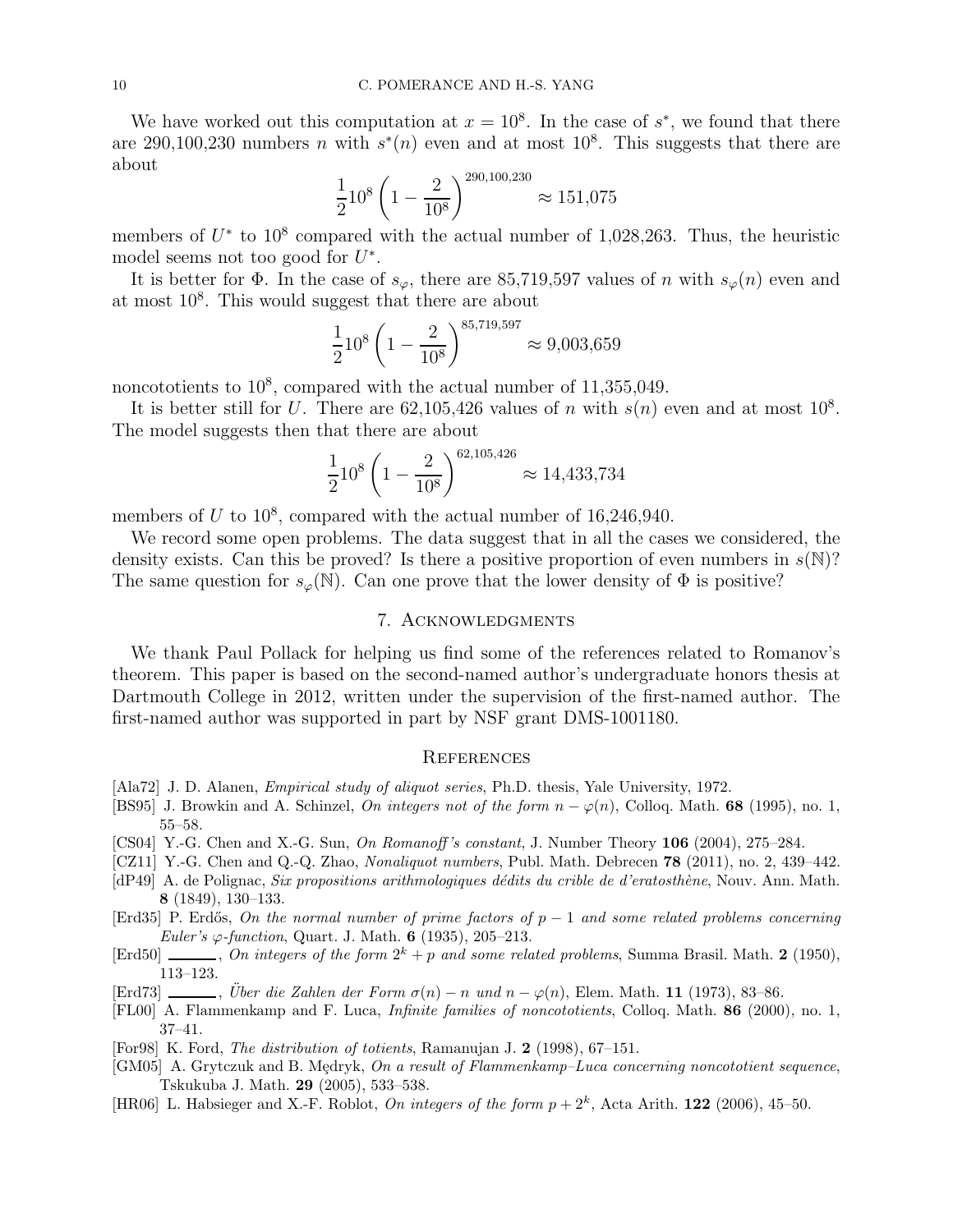We have worked out this computation at $x = 10^8$. In the case of $s^*$, we found that there are 290,100,230 numbers $n$ with $s^*(n)$ even and at most $10^8$. This suggests that there are about

$$\frac{1}{2}10^8\left(1-\frac{2}{10^8}\right)^{290{,}100{,}230} \approx 151{,}075$$

members of $U^*$ to $10^8$ compared with the actual number of 1,028,263. Thus, the heuristic model seems not too good for $U^*$.

It is better for $\Phi$. In the case of $s_\varphi$, there are 85,719,597 values of $n$ with $s_\varphi(n)$ even and at most $10^8$. This would suggest that there are about

$$\frac{1}{2}10^8\left(1-\frac{2}{10^8}\right)^{85{,}719{,}597} \approx 9{,}003{,}659$$

noncototients to $10^8$, compared with the actual number of 11,355,049.

It is better still for $U$. There are 62,105,426 values of $n$ with $s(n)$ even and at most $10^8$. The model suggests then that there are about

$$\frac{1}{2}10^8\left(1-\frac{2}{10^8}\right)^{62{,}105{,}426} \approx 14{,}433{,}734$$

members of $U$ to $10^8$, compared with the actual number of 16,246,940.

We record some open problems. The data suggest that in all the cases we considered, the density exists. Can this be proved? Is there a positive proportion of even numbers in $s(\mathbb{N})$? The same question for $s_\varphi(\mathbb{N})$. Can one prove that the lower density of $\Phi$ is positive?

## 7. Acknowledgments

We thank Paul Pollack for helping us find some of the references related to Romanov's theorem. This paper is based on the second-named author's undergraduate honors thesis at Dartmouth College in 2012, written under the supervision of the first-named author. The first-named author was supported in part by NSF grant DMS-1001180.

## References

[Ala72] J. D. Alanen, *Empirical study of aliquot series*, Ph.D. thesis, Yale University, 1972.

[BS95] J. Browkin and A. Schinzel, *On integers not of the form $n - \varphi(n)$*, Colloq. Math. **68** (1995), no. 1, 55–58.

[CS04] Y.-G. Chen and X.-G. Sun, *On Romanoff's constant*, J. Number Theory **106** (2004), 275–284.

[CZ11] Y.-G. Chen and Q.-Q. Zhao, *Nonaliquot numbers*, Publ. Math. Debrecen **78** (2011), no. 2, 439–442.

[dP49] A. de Polignac, *Six propositions arithmologiques dédits du crible de d'eratosthène*, Nouv. Ann. Math. **8** (1849), 130–133.

[Erd35] P. Erdős, *On the normal number of prime factors of $p - 1$ and some related problems concerning Euler's $\varphi$-function*, Quart. J. Math. **6** (1935), 205–213.

[Erd50] ______, *On integers of the form $2^k + p$ and some related problems*, Summa Brasil. Math. **2** (1950), 113–123.

[Erd73] ______, *Über die Zahlen der Form $\sigma(n) - n$ und $n - \varphi(n)$*, Elem. Math. **11** (1973), 83–86.

[FL00] A. Flammenkamp and F. Luca, *Infinite families of noncototients*, Colloq. Math. **86** (2000), no. 1, 37–41.

[For98] K. Ford, *The distribution of totients*, Ramanujan J. **2** (1998), 67–151.

[GM05] A. Grytczuk and B. Mędryk, *On a result of Flammenkamp–Luca concerning noncototient sequence*, Tskukuba J. Math. **29** (2005), 533–538.

[HR06] L. Habsieger and X.-F. Roblot, *On integers of the form $p + 2^k$*, Acta Arith. **122** (2006), 45–50.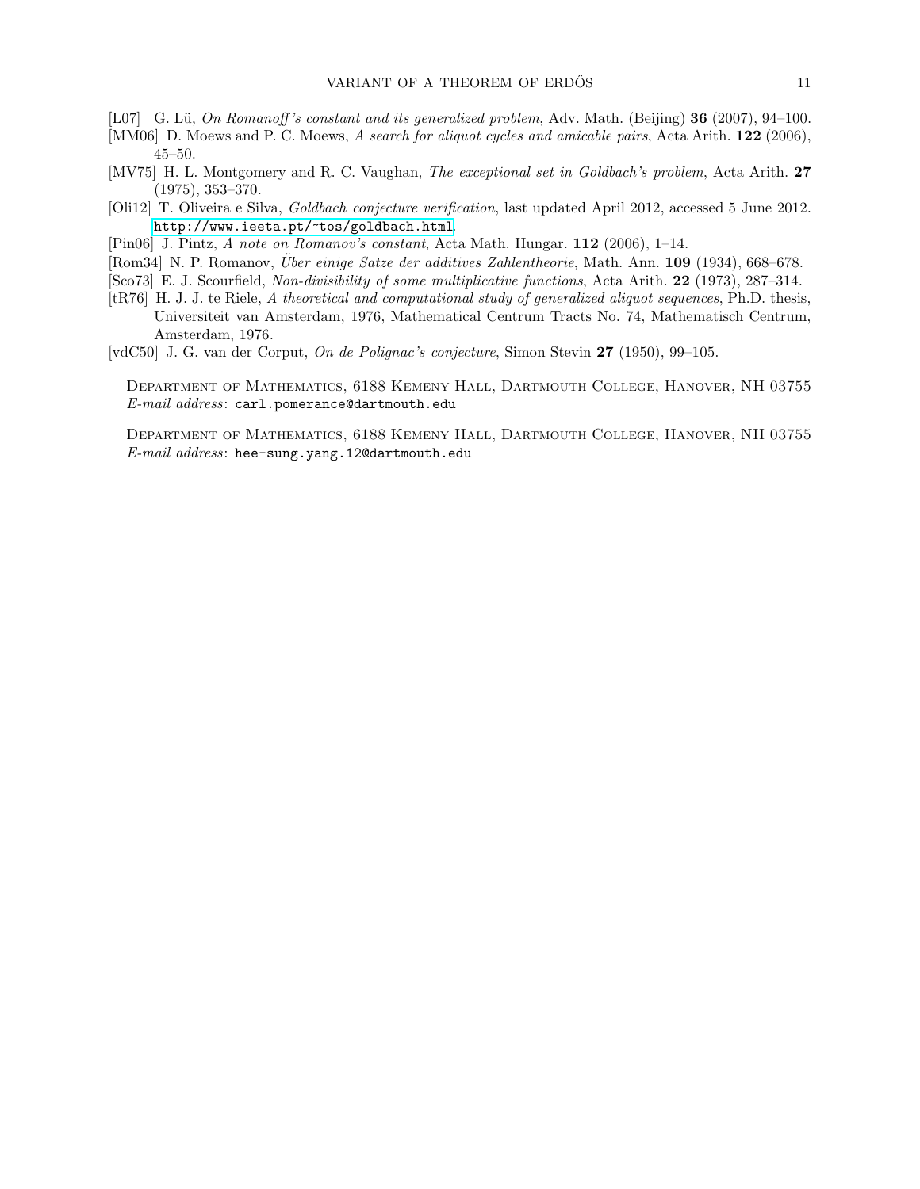[L07] G. Lü, *On Romanoff's constant and its generalized problem*, Adv. Math. (Beijing) **36** (2007), 94–100.

[MM06] D. Moews and P. C. Moews, *A search for aliquot cycles and amicable pairs*, Acta Arith. **122** (2006), 45–50.

[MV75] H. L. Montgomery and R. C. Vaughan, *The exceptional set in Goldbach's problem*, Acta Arith. **27** (1975), 353–370.

[Oli12] T. Oliveira e Silva, *Goldbach conjecture verification*, last updated April 2012, accessed 5 June 2012. http://www.ieeta.pt/~tos/goldbach.html.

[Pin06] J. Pintz, *A note on Romanov's constant*, Acta Math. Hungar. **112** (2006), 1–14.

[Rom34] N. P. Romanov, *Über einige Satze der additives Zahlentheorie*, Math. Ann. **109** (1934), 668–678.

[Sco73] E. J. Scourfield, *Non-divisibility of some multiplicative functions*, Acta Arith. **22** (1973), 287–314.

[tR76] H. J. J. te Riele, *A theoretical and computational study of generalized aliquot sequences*, Ph.D. thesis, Universiteit van Amsterdam, 1976, Mathematical Centrum Tracts No. 74, Mathematisch Centrum, Amsterdam, 1976.

[vdC50] J. G. van der Corput, *On de Polignac's conjecture*, Simon Stevin **27** (1950), 99–105.

Department of Mathematics, 6188 Kemeny Hall, Dartmouth College, Hanover, NH 03755
*E-mail address*: carl.pomerance@dartmouth.edu

Department of Mathematics, 6188 Kemeny Hall, Dartmouth College, Hanover, NH 03755
*E-mail address*: hee-sung.yang.12@dartmouth.edu